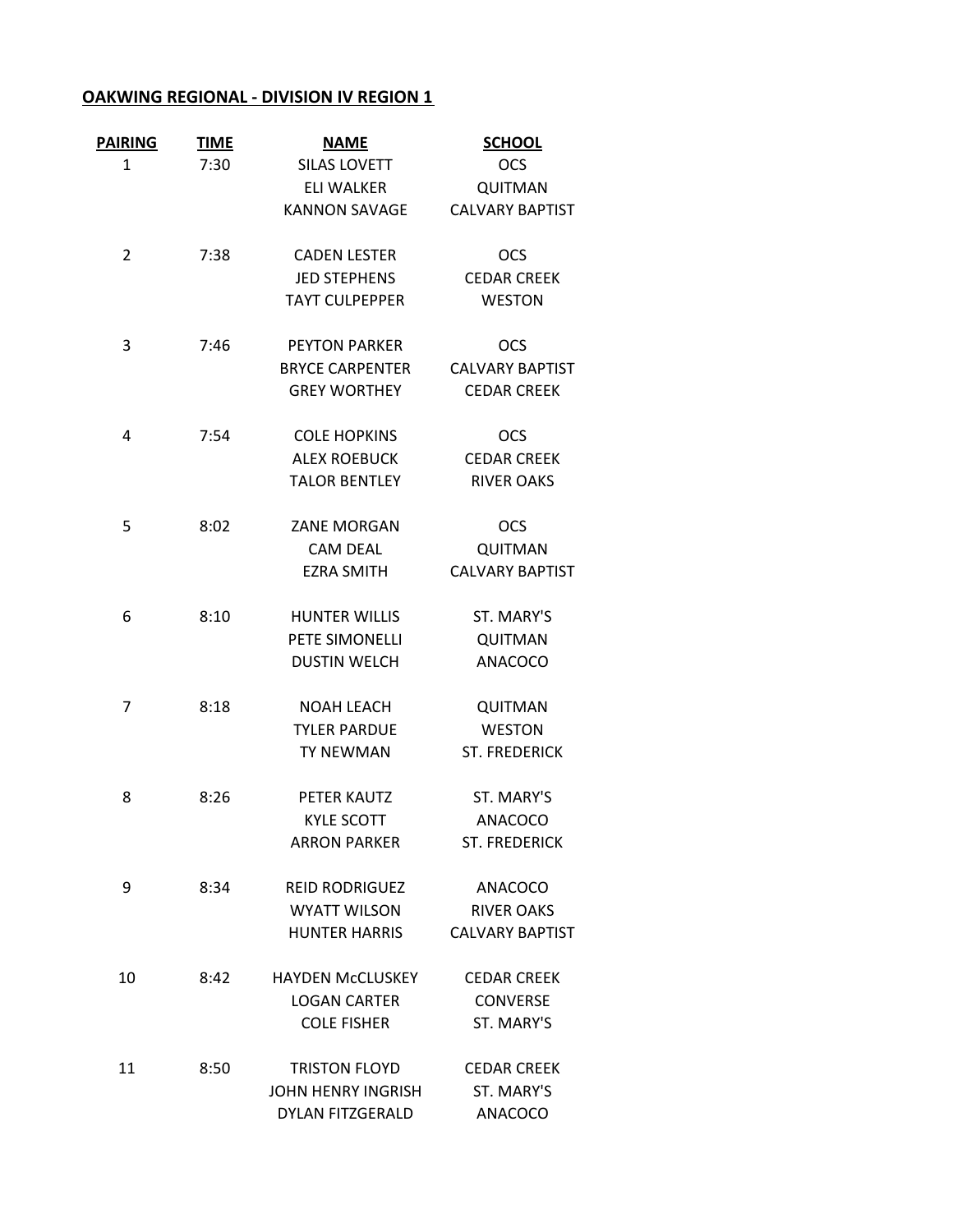**OAKWING REGIONAL - DIVISION IV REGION 1**

| PAIRING | TIME | NAME | SCHOOL |
|---|---|---|---|
| 1 | 7:30 | SILAS LOVETT | OCS |
| | | ELI WALKER | QUITMAN |
| | | KANNON SAVAGE | CALVARY BAPTIST |
| 2 | 7:38 | CADEN LESTER | OCS |
| | | JED STEPHENS | CEDAR CREEK |
| | | TAYT CULPEPPER | WESTON |
| 3 | 7:46 | PEYTON PARKER | OCS |
| | | BRYCE CARPENTER | CALVARY BAPTIST |
| | | GREY WORTHEY | CEDAR CREEK |
| 4 | 7:54 | COLE HOPKINS | OCS |
| | | ALEX ROEBUCK | CEDAR CREEK |
| | | TALOR BENTLEY | RIVER OAKS |
| 5 | 8:02 | ZANE MORGAN | OCS |
| | | CAM DEAL | QUITMAN |
| | | EZRA SMITH | CALVARY BAPTIST |
| 6 | 8:10 | HUNTER WILLIS | ST. MARY'S |
| | | PETE SIMONELLI | QUITMAN |
| | | DUSTIN WELCH | ANACOCO |
| 7 | 8:18 | NOAH LEACH | QUITMAN |
| | | TYLER PARDUE | WESTON |
| | | TY NEWMAN | ST. FREDERICK |
| 8 | 8:26 | PETER KAUTZ | ST. MARY'S |
| | | KYLE SCOTT | ANACOCO |
| | | ARRON PARKER | ST. FREDERICK |
| 9 | 8:34 | REID RODRIGUEZ | ANACOCO |
| | | WYATT WILSON | RIVER OAKS |
| | | HUNTER HARRIS | CALVARY BAPTIST |
| 10 | 8:42 | HAYDEN McCLUSKEY | CEDAR CREEK |
| | | LOGAN CARTER | CONVERSE |
| | | COLE FISHER | ST. MARY'S |
| 11 | 8:50 | TRISTON FLOYD | CEDAR CREEK |
| | | JOHN HENRY INGRISH | ST. MARY'S |
| | | DYLAN FITZGERALD | ANACOCO |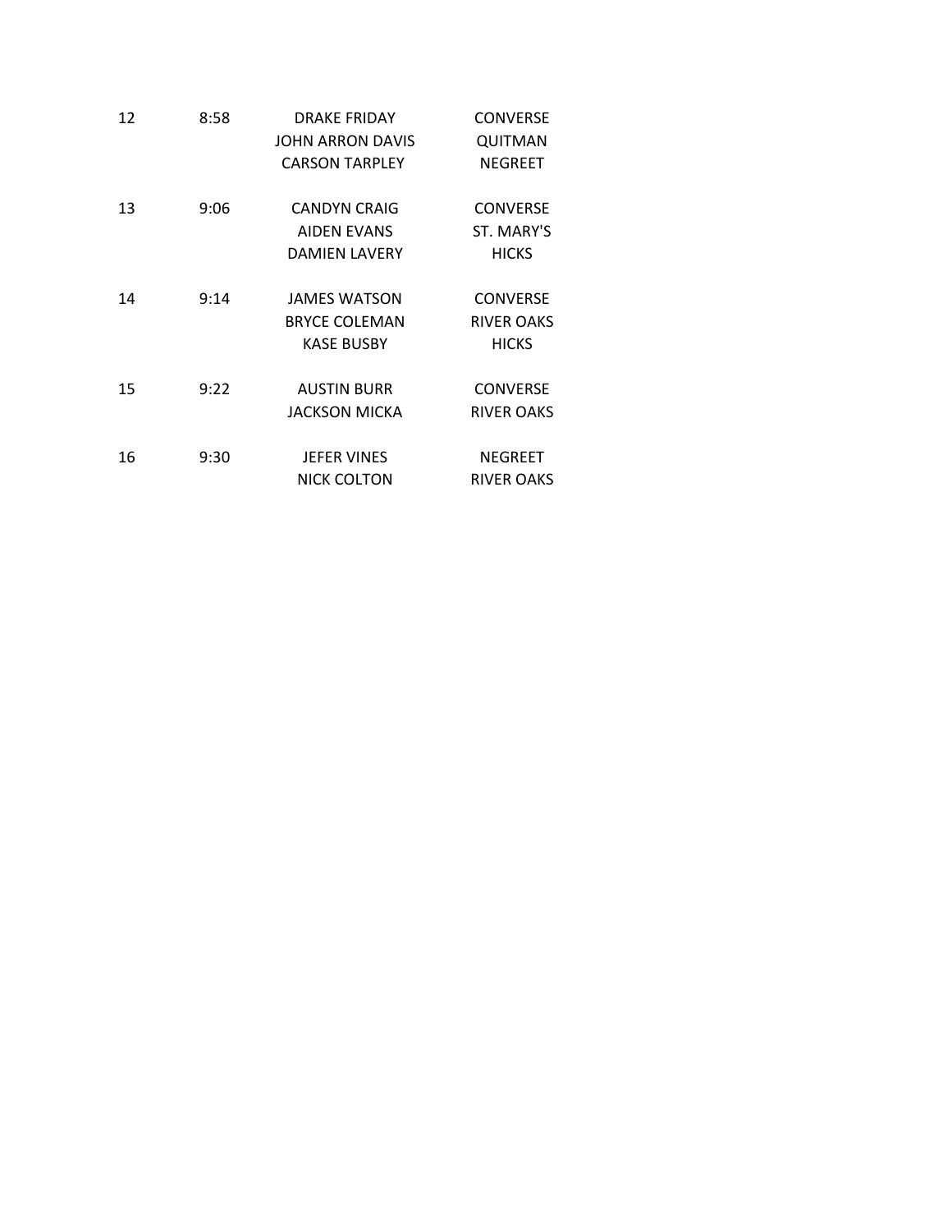| | | | |
|---|---|---|---|
| 12 | 8:58 | DRAKE FRIDAY | CONVERSE |
| | | JOHN ARRON DAVIS | QUITMAN |
| | | CARSON TARPLEY | NEGREET |
| 13 | 9:06 | CANDYN CRAIG | CONVERSE |
| | | AIDEN EVANS | ST. MARY'S |
| | | DAMIEN LAVERY | HICKS |
| 14 | 9:14 | JAMES WATSON | CONVERSE |
| | | BRYCE COLEMAN | RIVER OAKS |
| | | KASE BUSBY | HICKS |
| 15 | 9:22 | AUSTIN BURR | CONVERSE |
| | | JACKSON MICKA | RIVER OAKS |
| 16 | 9:30 | JEFER VINES | NEGREET |
| | | NICK COLTON | RIVER OAKS |